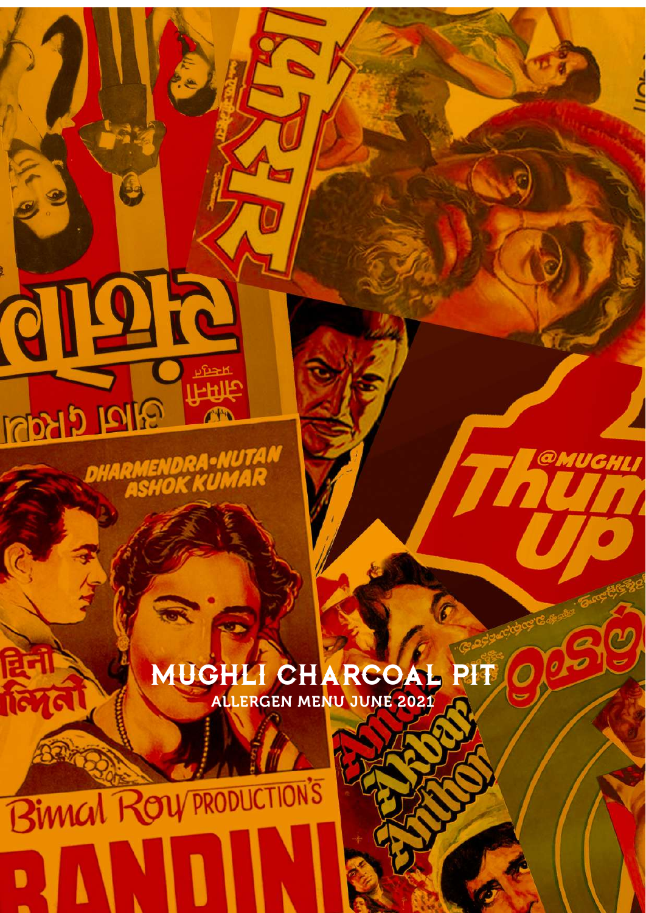# MUGHLI CHARCOAL PIT

## ALLERGEN MENU JUNE 2021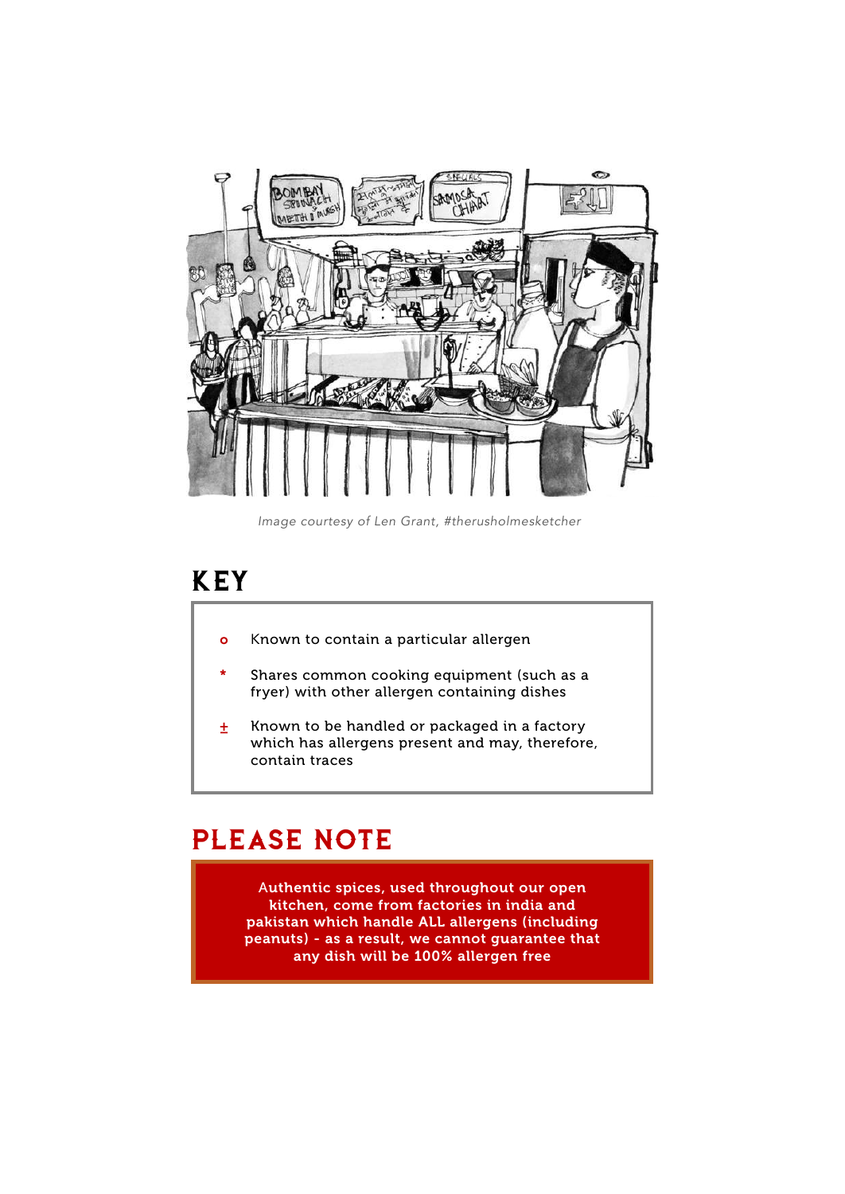*Image courtesy of Len Grant, #therusholmesketcher*

## KEY

- **o** Known to contain a particular allergen
- **\*** Shares common cooking equipment (such as a fryer) with other allergen containing dishes
- **±** Known to be handled or packaged in a factory which has allergens present and may, therefore, contain traces

## PLEASE NOTE

**Authentic spices, used throughout our open kitchen, come from factories in india and pakistan which handle ALL allergens (including peanuts) - as a result, we cannot guarantee that any dish will be 100% allergen free**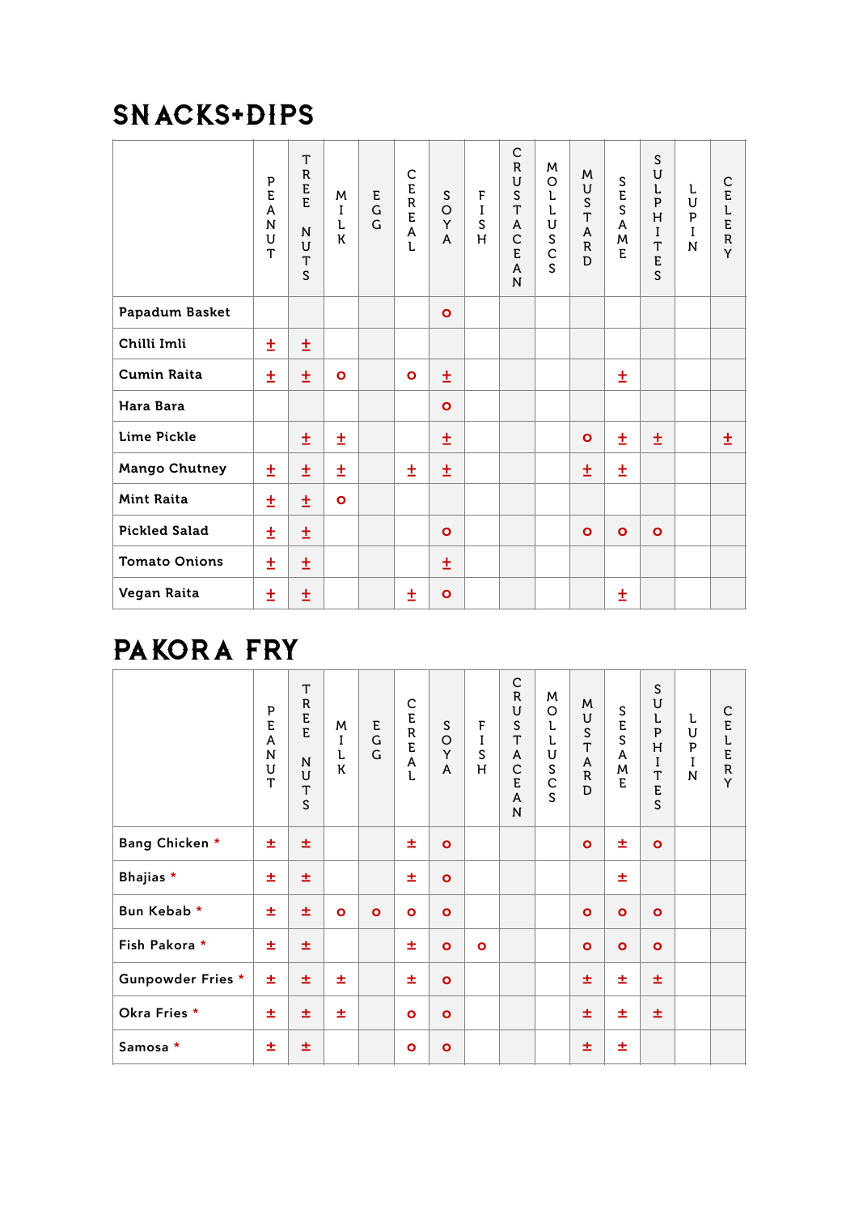## SNACKS+DIPS

| | PEANUT | TREE NUTS | MILK | EGG | CEREAL | SOYA | FISH | CRUSTACEAN | MOLLUSCS | MUSTARD | SESAME | SULPHITES | LUPIN | CELERY |
|---|---|---|---|---|---|---|---|---|---|---|---|---|---|---|
| Papadum Basket | | | | | | o | | | | | | | | |
| Chilli Imli | ± | ± | | | | | | | | | | | | |
| Cumin Raita | ± | ± | o | | o | ± | | | | | ± | | | |
| Hara Bara | | | | | | o | | | | | | | | |
| Lime Pickle | | ± | ± | | | ± | | | | o | ± | ± | | ± |
| Mango Chutney | ± | ± | ± | | ± | ± | | | | ± | ± | | | |
| Mint Raita | ± | ± | o | | | | | | | | | | | |
| Pickled Salad | ± | ± | | | | o | | | | o | o | o | | |
| Tomato Onions | ± | ± | | | | ± | | | | | | | | |
| Vegan Raita | ± | ± | | | ± | o | | | | | ± | | | |

## PAKORA FRY

| | PEANUT | TREE NUTS | MILK | EGG | CEREAL | SOYA | FISH | CRUSTACEAN | MOLLUSCS | MUSTARD | SESAME | SULPHITES | LUPIN | CELERY |
|---|---|---|---|---|---|---|---|---|---|---|---|---|---|---|
| Bang Chicken * | ± | ± | | | ± | o | | | | o | ± | o | | |
| Bhajias * | ± | ± | | | ± | o | | | | | ± | | | |
| Bun Kebab * | ± | ± | o | o | o | o | | | | o | o | o | | |
| Fish Pakora * | ± | ± | | | ± | o | o | | | o | o | o | | |
| Gunpowder Fries * | ± | ± | ± | | ± | o | | | | ± | ± | ± | | |
| Okra Fries * | ± | ± | ± | | o | o | | | | ± | ± | ± | | |
| Samosa * | ± | ± | | | o | o | | | | ± | ± | | | |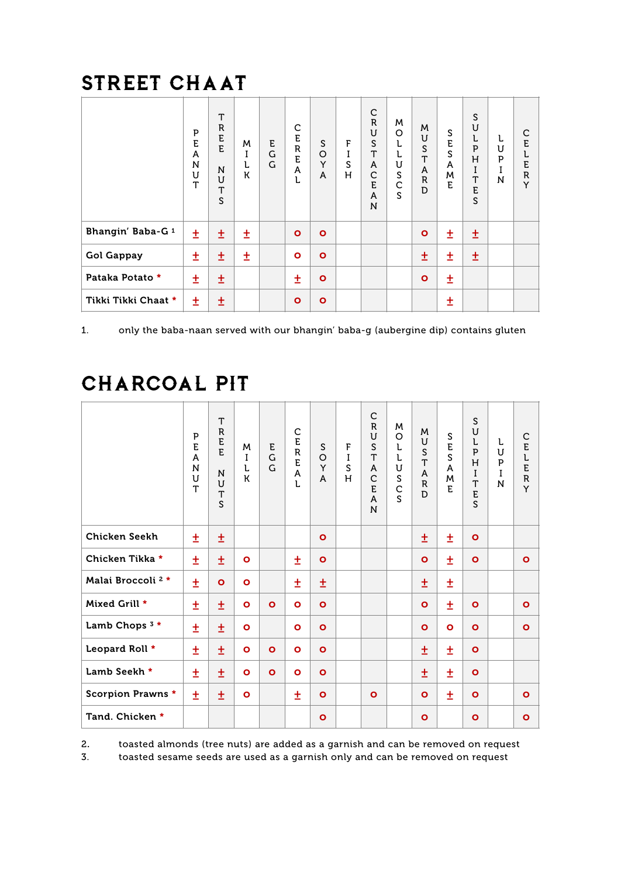## STREET CHAAT

| | PEANUT | TREE NUTS | MILK | EGG | CEREAL | SOYA | FISH | CRUSTACEAN | MOLLUSCS | MUSTARD | SESAME | SULPHITES | LUPIN | CELERY |
|---|---|---|---|---|---|---|---|---|---|---|---|---|---|---|
| **Bhangin' Baba-G** [1] | ± | ± | ± | | o | o | | | | o | ± | ± | | |
| **Gol Gappay** | ± | ± | ± | | o | o | | | | ± | ± | ± | | |
| **Pataka Potato** * | ± | ± | | | ± | o | | | | o | ± | | | |
| **Tikki Tikki Chaat** * | ± | ± | | | o | o | | | | | ± | | | |

1. only the baba-naan served with our bhangin' baba-g (aubergine dip) contains gluten

## CHARCOAL PIT

| | PEANUT | TREE NUTS | MILK | EGG | CEREAL | SOYA | FISH | CRUSTACEAN | MOLLUSCS | MUSTARD | SESAME | SULPHITES | LUPIN | CELERY |
|---|---|---|---|---|---|---|---|---|---|---|---|---|---|---|
| **Chicken Seekh** | ± | ± | | | | o | | | | ± | ± | o | | |
| **Chicken Tikka** * | ± | ± | o | | ± | o | | | | o | ± | o | | o |
| **Malai Broccoli** [2] * | ± | o | o | | ± | ± | | | | ± | ± | | | |
| **Mixed Grill** * | ± | ± | o | o | o | o | | | | o | ± | o | | o |
| **Lamb Chops** [3] * | ± | ± | o | | o | o | | | | o | o | o | | o |
| **Leopard Roll** * | ± | ± | o | o | o | o | | | | ± | ± | o | | |
| **Lamb Seekh** * | ± | ± | o | o | o | o | | | | ± | ± | o | | |
| **Scorpion Prawns** * | ± | ± | o | | ± | o | | o | | o | ± | o | | o |
| **Tand. Chicken** * | | | | | | o | | | | o | | o | | o |

2. toasted almonds (tree nuts) are added as a garnish and can be removed on request
3. toasted sesame seeds are used as a garnish only and can be removed on request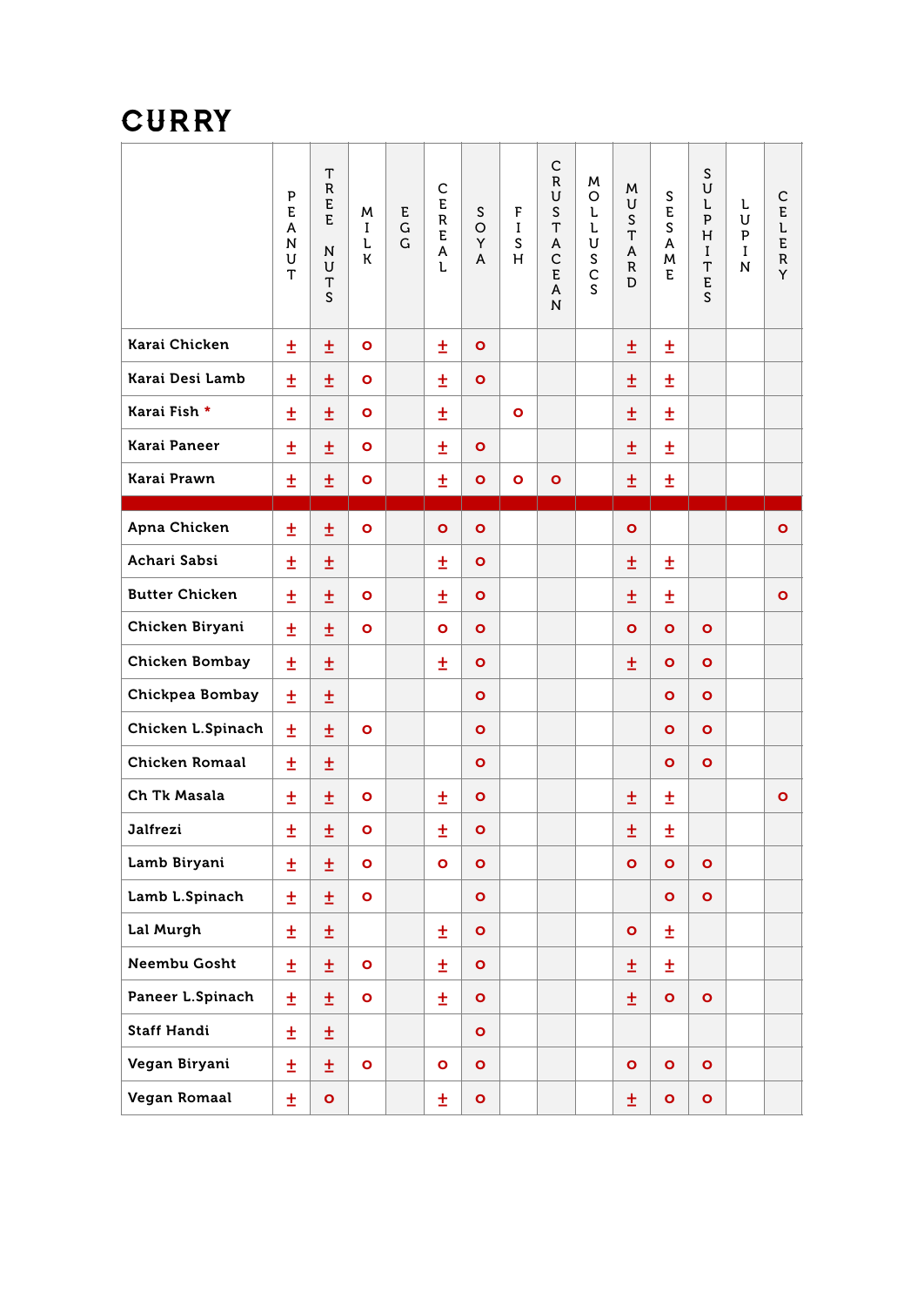# CURRY

| | PEANUT | TREE NUTS | MILK | EGG | CEREAL | SOYA | FISH | CRUSTACEAN | MOLLUSCS | MUSTARD | SESAME | SULPHITES | LUPIN | CELERY |
|---|---|---|---|---|---|---|---|---|---|---|---|---|---|---|
| Karai Chicken | ± | ± | o | | ± | o | | | | ± | ± | | | |
| Karai Desi Lamb | ± | ± | o | | ± | o | | | | ± | ± | | | |
| Karai Fish * | ± | ± | o | | ± | | o | | | ± | ± | | | |
| Karai Paneer | ± | ± | o | | ± | o | | | | ± | ± | | | |
| Karai Prawn | ± | ± | o | | ± | o | o | o | | ± | ± | | | |
| | | | | | | | | | | | | | | |
| Apna Chicken | ± | ± | o | | o | o | | | | o | | | | o |
| Achari Sabsi | ± | ± | | | ± | o | | | | ± | ± | | | |
| Butter Chicken | ± | ± | o | | ± | o | | | | ± | ± | | | o |
| Chicken Biryani | ± | ± | o | | o | o | | | | o | o | o | | |
| Chicken Bombay | ± | ± | | | ± | o | | | | ± | o | o | | |
| Chickpea Bombay | ± | ± | | | | o | | | | | o | o | | |
| Chicken L.Spinach | ± | ± | o | | | o | | | | | o | o | | |
| Chicken Romaal | ± | ± | | | | o | | | | | o | o | | |
| Ch Tk Masala | ± | ± | o | | ± | o | | | | ± | ± | | | o |
| Jalfrezi | ± | ± | o | | ± | o | | | | ± | ± | | | |
| Lamb Biryani | ± | ± | o | | o | o | | | | o | o | o | | |
| Lamb L.Spinach | ± | ± | o | | | o | | | | | o | o | | |
| Lal Murgh | ± | ± | | | ± | o | | | | o | ± | | | |
| Neembu Gosht | ± | ± | o | | ± | o | | | | ± | ± | | | |
| Paneer L.Spinach | ± | ± | o | | ± | o | | | | ± | o | o | | |
| Staff Handi | ± | ± | | | | o | | | | | | | | |
| Vegan Biryani | ± | ± | o | | o | o | | | | o | o | o | | |
| Vegan Romaal | ± | o | | | ± | o | | | | ± | o | o | | |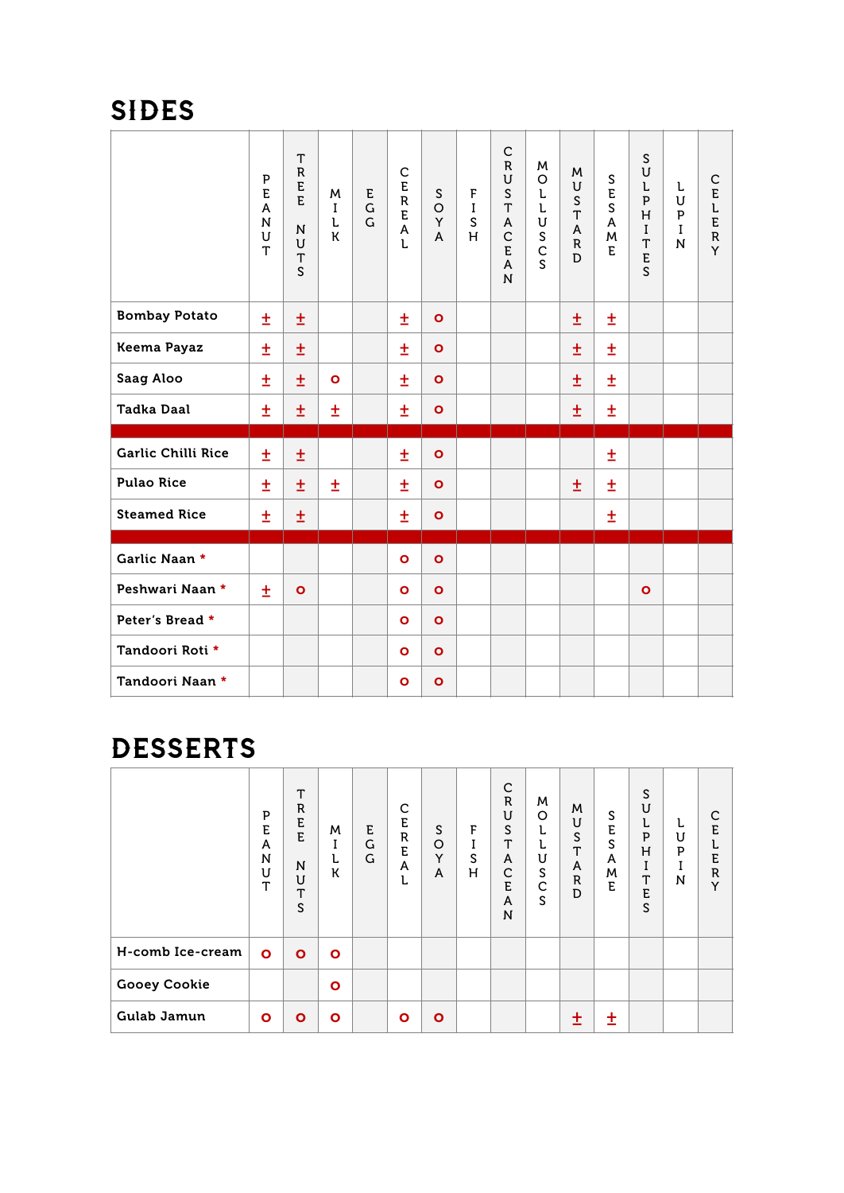## SIDES

| | PEANUT | TREE NUTS | MILK | EGG | CEREAL | SOYA | FISH | CRUSTACEAN | MOLLUSCS | MUSTARD | SESAME | SULPHITES | LUPIN | CELERY |
|---|---|---|---|---|---|---|---|---|---|---|---|---|---|---|
| Bombay Potato | ± | ± | | | ± | o | | | | ± | ± | | | |
| Keema Payaz | ± | ± | | | ± | o | | | | ± | ± | | | |
| Saag Aloo | ± | ± | o | | ± | o | | | | ± | ± | | | |
| Tadka Daal | ± | ± | ± | | ± | o | | | | ± | ± | | | |
| Garlic Chilli Rice | ± | ± | | | ± | o | | | | | ± | | | |
| Pulao Rice | ± | ± | ± | | ± | o | | | | ± | ± | | | |
| Steamed Rice | ± | ± | | | ± | o | | | | | ± | | | |
| Garlic Naan * | | | | | o | o | | | | | | | | |
| Peshwari Naan * | ± | o | | | o | o | | | | | | o | | |
| Peter's Bread * | | | | | o | o | | | | | | | | |
| Tandoori Roti * | | | | | o | o | | | | | | | | |
| Tandoori Naan * | | | | | o | o | | | | | | | | |

## DESSERTS

| | PEANUT | TREE NUTS | MILK | EGG | CEREAL | SOYA | FISH | CRUSTACEAN | MOLLUSCS | MUSTARD | SESAME | SULPHITES | LUPIN | CELERY |
|---|---|---|---|---|---|---|---|---|---|---|---|---|---|---|
| H-comb Ice-cream | o | o | o | | | | | | | | | | | |
| Gooey Cookie | | | o | | | | | | | | | | | |
| Gulab Jamun | o | o | o | | o | o | | | | ± | ± | | | |